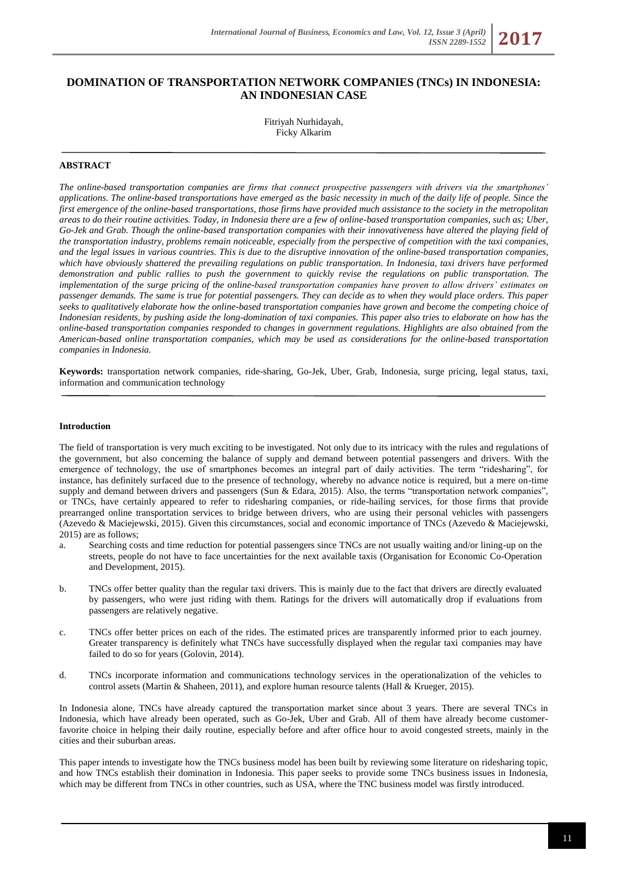# DOMINATION OF TRANSPORTATION NETWORK COMPANIES (TNCs) IN INDONESIA: AN INDONESIAN CASE

Fitriyah Nurhidayah,
Ficky Alkarim

## ABSTRACT

*The online-based transportation companies are firms that connect prospective passengers with drivers via the smartphones' applications. The online-based transportations have emerged as the basic necessity in much of the daily life of people. Since the first emergence of the online-based transportations, those firms have provided much assistance to the society in the metropolitan areas to do their routine activities. Today, in Indonesia there are a few of online-based transportation companies, such as; Uber, Go-Jek and Grab. Though the online-based transportation companies with their innovativeness have altered the playing field of the transportation industry, problems remain noticeable, especially from the perspective of competition with the taxi companies, and the legal issues in various countries. This is due to the disruptive innovation of the online-based transportation companies, which have obviously shattered the prevailing regulations on public transportation. In Indonesia, taxi drivers have performed demonstration and public rallies to push the government to quickly revise the regulations on public transportation. The implementation of the surge pricing of the online-based transportation companies have proven to allow drivers' estimates on passenger demands. The same is true for potential passengers. They can decide as to when they would place orders. This paper seeks to qualitatively elaborate how the online-based transportation companies have grown and become the competing choice of Indonesian residents, by pushing aside the long-domination of taxi companies. This paper also tries to elaborate on how has the online-based transportation companies responded to changes in government regulations. Highlights are also obtained from the American-based online transportation companies, which may be used as considerations for the online-based transportation companies in Indonesia.*

**Keywords:** transportation network companies, ride-sharing, Go-Jek, Uber, Grab, Indonesia, surge pricing, legal status, taxi, information and communication technology

## Introduction

The field of transportation is very much exciting to be investigated. Not only due to its intricacy with the rules and regulations of the government, but also concerning the balance of supply and demand between potential passengers and drivers. With the emergence of technology, the use of smartphones becomes an integral part of daily activities. The term "ridesharing", for instance, has definitely surfaced due to the presence of technology, whereby no advance notice is required, but a mere on-time supply and demand between drivers and passengers (Sun & Edara, 2015). Also, the terms "transportation network companies", or TNCs, have certainly appeared to refer to ridesharing companies, or ride-hailing services, for those firms that provide prearranged online transportation services to bridge between drivers, who are using their personal vehicles with passengers (Azevedo & Maciejewski, 2015). Given this circumstances, social and economic importance of TNCs (Azevedo & Maciejewski, 2015) are as follows;

a. Searching costs and time reduction for potential passengers since TNCs are not usually waiting and/or lining-up on the streets, people do not have to face uncertainties for the next available taxis (Organisation for Economic Co-Operation and Development, 2015).

b. TNCs offer better quality than the regular taxi drivers. This is mainly due to the fact that drivers are directly evaluated by passengers, who were just riding with them. Ratings for the drivers will automatically drop if evaluations from passengers are relatively negative.

c. TNCs offer better prices on each of the rides. The estimated prices are transparently informed prior to each journey. Greater transparency is definitely what TNCs have successfully displayed when the regular taxi companies may have failed to do so for years (Golovin, 2014).

d. TNCs incorporate information and communications technology services in the operationalization of the vehicles to control assets (Martin & Shaheen, 2011), and explore human resource talents (Hall & Krueger, 2015).

In Indonesia alone, TNCs have already captured the transportation market since about 3 years. There are several TNCs in Indonesia, which have already been operated, such as Go-Jek, Uber and Grab. All of them have already become customer-favorite choice in helping their daily routine, especially before and after office hour to avoid congested streets, mainly in the cities and their suburban areas.

This paper intends to investigate how the TNCs business model has been built by reviewing some literature on ridesharing topic, and how TNCs establish their domination in Indonesia. This paper seeks to provide some TNCs business issues in Indonesia, which may be different from TNCs in other countries, such as USA, where the TNC business model was firstly introduced.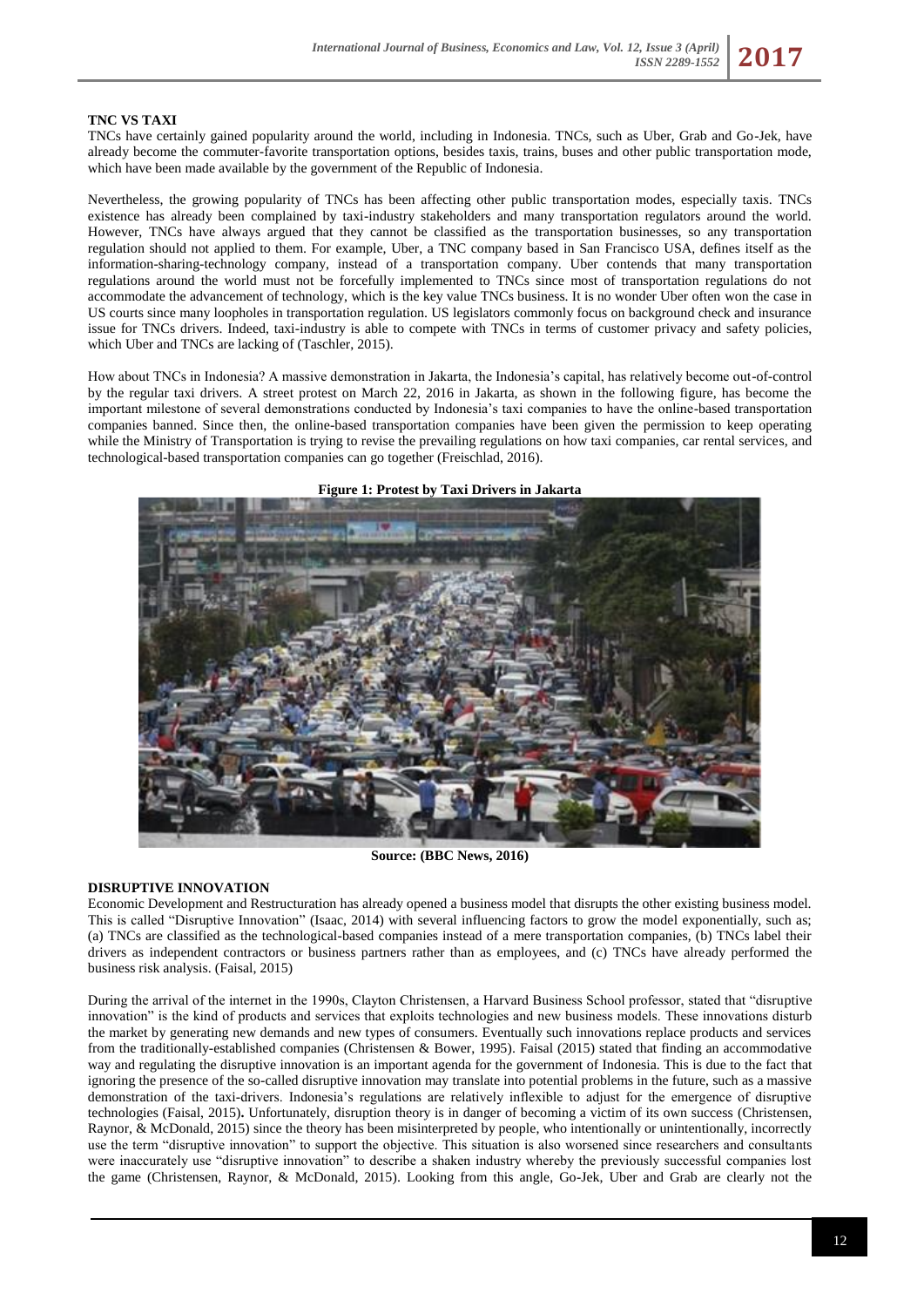**TNC VS TAXI**

TNCs have certainly gained popularity around the world, including in Indonesia. TNCs, such as Uber, Grab and Go-Jek, have already become the commuter-favorite transportation options, besides taxis, trains, buses and other public transportation mode, which have been made available by the government of the Republic of Indonesia.

Nevertheless, the growing popularity of TNCs has been affecting other public transportation modes, especially taxis. TNCs existence has already been complained by taxi-industry stakeholders and many transportation regulators around the world. However, TNCs have always argued that they cannot be classified as the transportation businesses, so any transportation regulation should not applied to them. For example, Uber, a TNC company based in San Francisco USA, defines itself as the information-sharing-technology company, instead of a transportation company. Uber contends that many transportation regulations around the world must not be forcefully implemented to TNCs since most of transportation regulations do not accommodate the advancement of technology, which is the key value TNCs business. It is no wonder Uber often won the case in US courts since many loopholes in transportation regulation. US legislators commonly focus on background check and insurance issue for TNCs drivers. Indeed, taxi-industry is able to compete with TNCs in terms of customer privacy and safety policies, which Uber and TNCs are lacking of (Taschler, 2015).

How about TNCs in Indonesia? A massive demonstration in Jakarta, the Indonesia's capital, has relatively become out-of-control by the regular taxi drivers. A street protest on March 22, 2016 in Jakarta, as shown in the following figure, has become the important milestone of several demonstrations conducted by Indonesia's taxi companies to have the online-based transportation companies banned. Since then, the online-based transportation companies have been given the permission to keep operating while the Ministry of Transportation is trying to revise the prevailing regulations on how taxi companies, car rental services, and technological-based transportation companies can go together (Freischlad, 2016).

**Figure 1: Protest by Taxi Drivers in Jakarta**

**Source: (BBC News, 2016)**

**DISRUPTIVE INNOVATION**

Economic Development and Restructuration has already opened a business model that disrupts the other existing business model. This is called "Disruptive Innovation" (Isaac, 2014) with several influencing factors to grow the model exponentially, such as; (a) TNCs are classified as the technological-based companies instead of a mere transportation companies, (b) TNCs label their drivers as independent contractors or business partners rather than as employees, and (c) TNCs have already performed the business risk analysis. (Faisal, 2015)

During the arrival of the internet in the 1990s, Clayton Christensen, a Harvard Business School professor, stated that "disruptive innovation" is the kind of products and services that exploits technologies and new business models. These innovations disturb the market by generating new demands and new types of consumers. Eventually such innovations replace products and services from the traditionally-established companies (Christensen & Bower, 1995). Faisal (2015) stated that finding an accommodative way and regulating the disruptive innovation is an important agenda for the government of Indonesia. This is due to the fact that ignoring the presence of the so-called disruptive innovation may translate into potential problems in the future, such as a massive demonstration of the taxi-drivers. Indonesia's regulations are relatively inflexible to adjust for the emergence of disruptive technologies (Faisal, 2015)**.** Unfortunately, disruption theory is in danger of becoming a victim of its own success (Christensen, Raynor, & McDonald, 2015) since the theory has been misinterpreted by people, who intentionally or unintentionally, incorrectly use the term "disruptive innovation" to support the objective. This situation is also worsened since researchers and consultants were inaccurately use "disruptive innovation" to describe a shaken industry whereby the previously successful companies lost the game (Christensen, Raynor, & McDonald, 2015). Looking from this angle, Go-Jek, Uber and Grab are clearly not the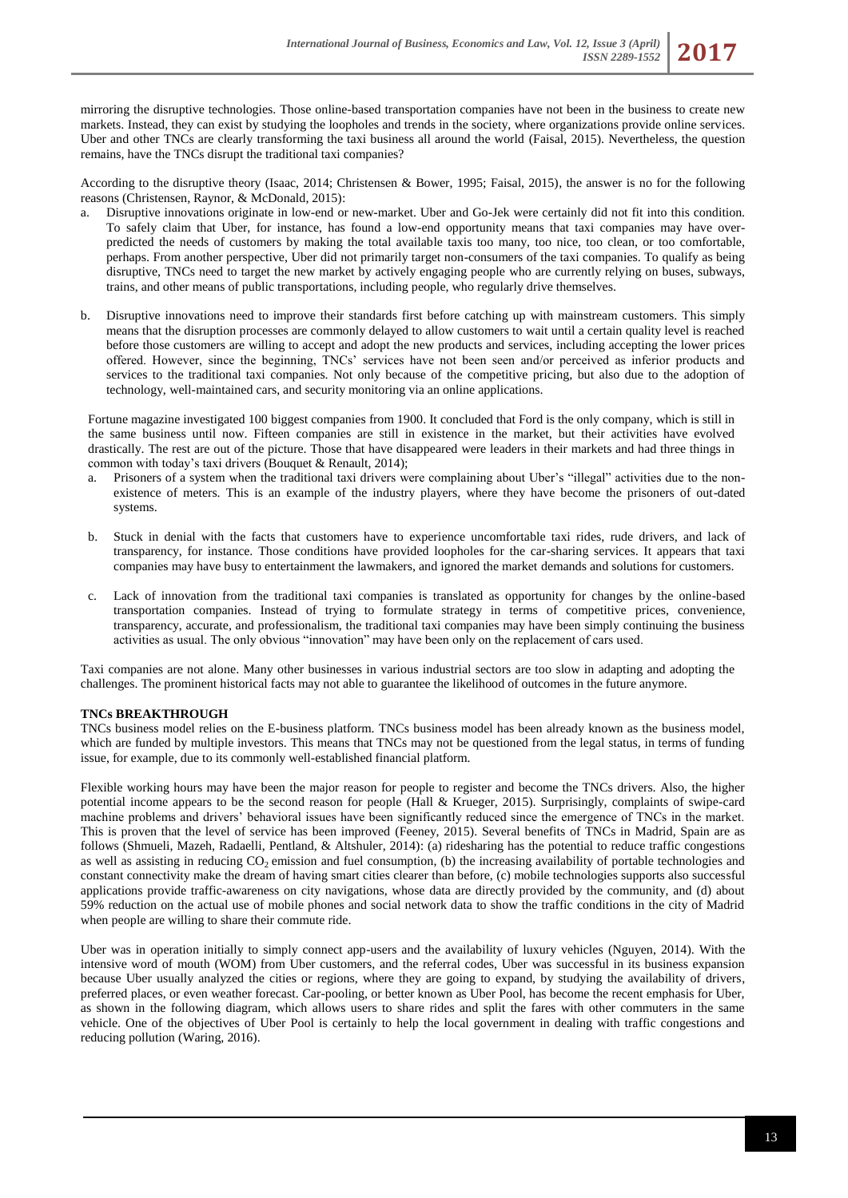mirroring the disruptive technologies. Those online-based transportation companies have not been in the business to create new markets. Instead, they can exist by studying the loopholes and trends in the society, where organizations provide online services. Uber and other TNCs are clearly transforming the taxi business all around the world (Faisal, 2015). Nevertheless, the question remains, have the TNCs disrupt the traditional taxi companies?

According to the disruptive theory (Isaac, 2014; Christensen & Bower, 1995; Faisal, 2015), the answer is no for the following reasons (Christensen, Raynor, & McDonald, 2015):

a. Disruptive innovations originate in low-end or new-market. Uber and Go-Jek were certainly did not fit into this condition. To safely claim that Uber, for instance, has found a low-end opportunity means that taxi companies may have over-predicted the needs of customers by making the total available taxis too many, too nice, too clean, or too comfortable, perhaps. From another perspective, Uber did not primarily target non-consumers of the taxi companies. To qualify as being disruptive, TNCs need to target the new market by actively engaging people who are currently relying on buses, subways, trains, and other means of public transportations, including people, who regularly drive themselves.

b. Disruptive innovations need to improve their standards first before catching up with mainstream customers. This simply means that the disruption processes are commonly delayed to allow customers to wait until a certain quality level is reached before those customers are willing to accept and adopt the new products and services, including accepting the lower prices offered. However, since the beginning, TNCs' services have not been seen and/or perceived as inferior products and services to the traditional taxi companies. Not only because of the competitive pricing, but also due to the adoption of technology, well-maintained cars, and security monitoring via an online applications.

Fortune magazine investigated 100 biggest companies from 1900. It concluded that Ford is the only company, which is still in the same business until now. Fifteen companies are still in existence in the market, but their activities have evolved drastically. The rest are out of the picture. Those that have disappeared were leaders in their markets and had three things in common with today's taxi drivers (Bouquet & Renault, 2014);

a. Prisoners of a system when the traditional taxi drivers were complaining about Uber's "illegal" activities due to the non-existence of meters. This is an example of the industry players, where they have become the prisoners of out-dated systems.

b. Stuck in denial with the facts that customers have to experience uncomfortable taxi rides, rude drivers, and lack of transparency, for instance. Those conditions have provided loopholes for the car-sharing services. It appears that taxi companies may have busy to entertainment the lawmakers, and ignored the market demands and solutions for customers.

c. Lack of innovation from the traditional taxi companies is translated as opportunity for changes by the online-based transportation companies. Instead of trying to formulate strategy in terms of competitive prices, convenience, transparency, accurate, and professionalism, the traditional taxi companies may have been simply continuing the business activities as usual. The only obvious "innovation" may have been only on the replacement of cars used.

Taxi companies are not alone. Many other businesses in various industrial sectors are too slow in adapting and adopting the challenges. The prominent historical facts may not able to guarantee the likelihood of outcomes in the future anymore.

## TNCs BREAKTHROUGH

TNCs business model relies on the E-business platform. TNCs business model has been already known as the business model, which are funded by multiple investors. This means that TNCs may not be questioned from the legal status, in terms of funding issue, for example, due to its commonly well-established financial platform.

Flexible working hours may have been the major reason for people to register and become the TNCs drivers. Also, the higher potential income appears to be the second reason for people (Hall & Krueger, 2015). Surprisingly, complaints of swipe-card machine problems and drivers' behavioral issues have been significantly reduced since the emergence of TNCs in the market. This is proven that the level of service has been improved (Feeney, 2015). Several benefits of TNCs in Madrid, Spain are as follows (Shmueli, Mazeh, Radaelli, Pentland, & Altshuler, 2014): (a) ridesharing has the potential to reduce traffic congestions as well as assisting in reducing $CO_2$ emission and fuel consumption, (b) the increasing availability of portable technologies and constant connectivity make the dream of having smart cities clearer than before, (c) mobile technologies supports also successful applications provide traffic-awareness on city navigations, whose data are directly provided by the community, and (d) about 59% reduction on the actual use of mobile phones and social network data to show the traffic conditions in the city of Madrid when people are willing to share their commute ride.

Uber was in operation initially to simply connect app-users and the availability of luxury vehicles (Nguyen, 2014). With the intensive word of mouth (WOM) from Uber customers, and the referral codes, Uber was successful in its business expansion because Uber usually analyzed the cities or regions, where they are going to expand, by studying the availability of drivers, preferred places, or even weather forecast. Car-pooling, or better known as Uber Pool, has become the recent emphasis for Uber, as shown in the following diagram, which allows users to share rides and split the fares with other commuters in the same vehicle. One of the objectives of Uber Pool is certainly to help the local government in dealing with traffic congestions and reducing pollution (Waring, 2016).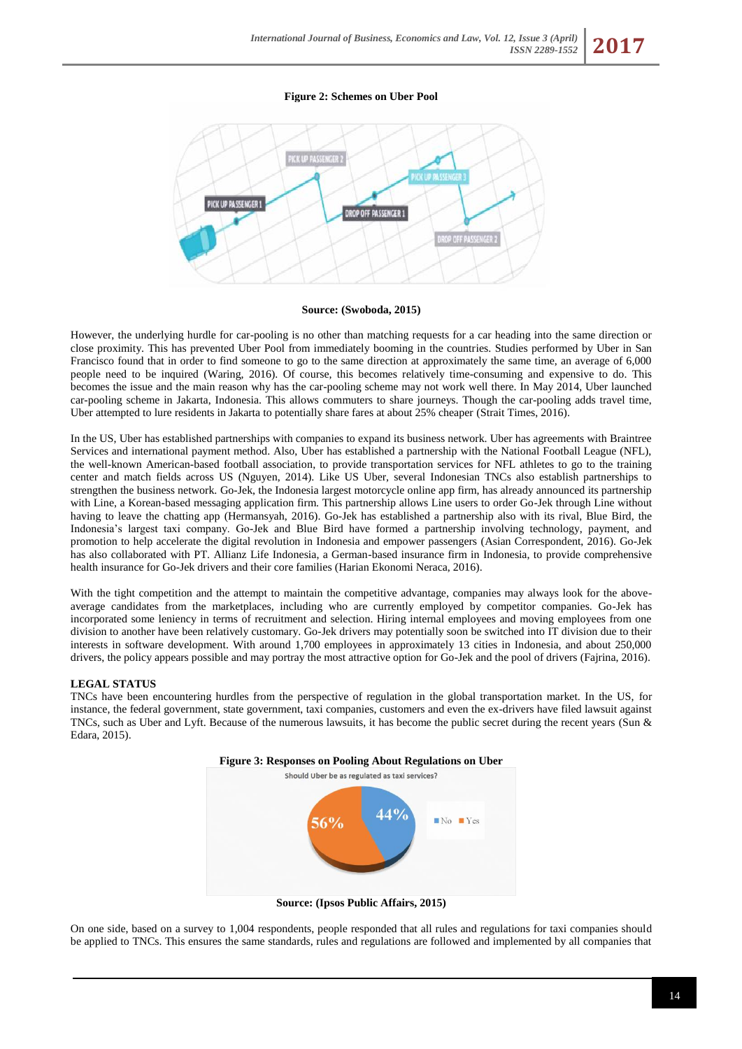**Figure 2: Schemes on Uber Pool**

**Source: (Swoboda, 2015)**

However, the underlying hurdle for car-pooling is no other than matching requests for a car heading into the same direction or close proximity. This has prevented Uber Pool from immediately booming in the countries. Studies performed by Uber in San Francisco found that in order to find someone to go to the same direction at approximately the same time, an average of 6,000 people need to be inquired (Waring, 2016). Of course, this becomes relatively time-consuming and expensive to do. This becomes the issue and the main reason why has the car-pooling scheme may not work well there. In May 2014, Uber launched car-pooling scheme in Jakarta, Indonesia. This allows commuters to share journeys. Though the car-pooling adds travel time, Uber attempted to lure residents in Jakarta to potentially share fares at about 25% cheaper (Strait Times, 2016).

In the US, Uber has established partnerships with companies to expand its business network. Uber has agreements with Braintree Services and international payment method. Also, Uber has established a partnership with the National Football League (NFL), the well-known American-based football association, to provide transportation services for NFL athletes to go to the training center and match fields across US (Nguyen, 2014). Like US Uber, several Indonesian TNCs also establish partnerships to strengthen the business network. Go-Jek, the Indonesia largest motorcycle online app firm, has already announced its partnership with Line, a Korean-based messaging application firm. This partnership allows Line users to order Go-Jek through Line without having to leave the chatting app (Hermansyah, 2016). Go-Jek has established a partnership also with its rival, Blue Bird, the Indonesia's largest taxi company. Go-Jek and Blue Bird have formed a partnership involving technology, payment, and promotion to help accelerate the digital revolution in Indonesia and empower passengers (Asian Correspondent, 2016). Go-Jek has also collaborated with PT. Allianz Life Indonesia, a German-based insurance firm in Indonesia, to provide comprehensive health insurance for Go-Jek drivers and their core families (Harian Ekonomi Neraca, 2016).

With the tight competition and the attempt to maintain the competitive advantage, companies may always look for the above-average candidates from the marketplaces, including who are currently employed by competitor companies. Go-Jek has incorporated some leniency in terms of recruitment and selection. Hiring internal employees and moving employees from one division to another have been relatively customary. Go-Jek drivers may potentially soon be switched into IT division due to their interests in software development. With around 1,700 employees in approximately 13 cities in Indonesia, and about 250,000 drivers, the policy appears possible and may portray the most attractive option for Go-Jek and the pool of drivers (Fajrina, 2016).

## LEGAL STATUS

TNCs have been encountering hurdles from the perspective of regulation in the global transportation market. In the US, for instance, the federal government, state government, taxi companies, customers and even the ex-drivers have filed lawsuit against TNCs, such as Uber and Lyft. Because of the numerous lawsuits, it has become the public secret during the recent years (Sun & Edara, 2015).

**Figure 3: Responses on Pooling About Regulations on Uber**

**Source: (Ipsos Public Affairs, 2015)**

On one side, based on a survey to 1,004 respondents, people responded that all rules and regulations for taxi companies should be applied to TNCs. This ensures the same standards, rules and regulations are followed and implemented by all companies that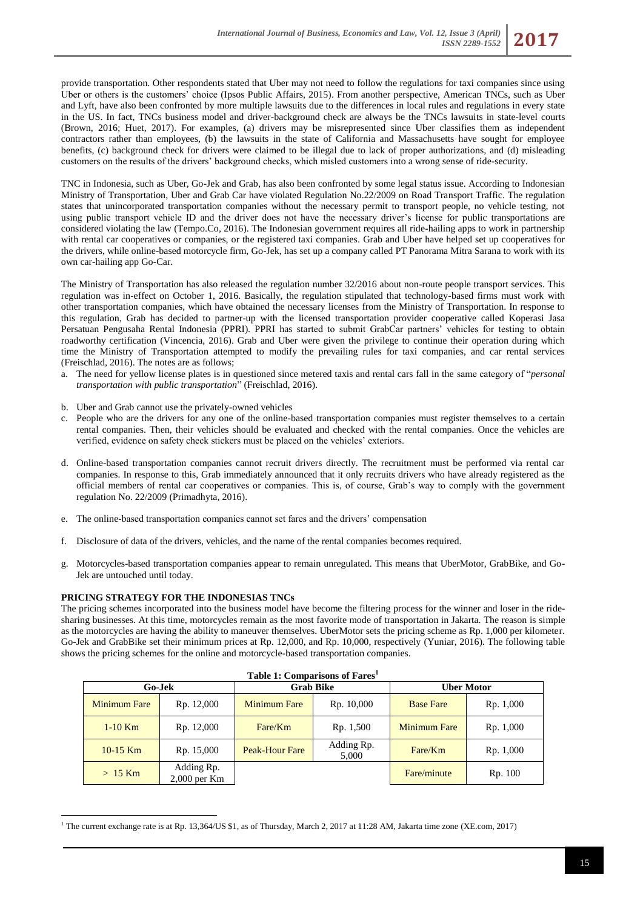provide transportation. Other respondents stated that Uber may not need to follow the regulations for taxi companies since using Uber or others is the customers' choice (Ipsos Public Affairs, 2015). From another perspective, American TNCs, such as Uber and Lyft, have also been confronted by more multiple lawsuits due to the differences in local rules and regulations in every state in the US. In fact, TNCs business model and driver-background check are always be the TNCs lawsuits in state-level courts (Brown, 2016; Huet, 2017). For examples, (a) drivers may be misrepresented since Uber classifies them as independent contractors rather than employees, (b) the lawsuits in the state of California and Massachusetts have sought for employee benefits, (c) background check for drivers were claimed to be illegal due to lack of proper authorizations, and (d) misleading customers on the results of the drivers' background checks, which misled customers into a wrong sense of ride-security.

TNC in Indonesia, such as Uber, Go-Jek and Grab, has also been confronted by some legal status issue. According to Indonesian Ministry of Transportation, Uber and Grab Car have violated Regulation No.22/2009 on Road Transport Traffic. The regulation states that unincorporated transportation companies without the necessary permit to transport people, no vehicle testing, not using public transport vehicle ID and the driver does not have the necessary driver's license for public transportations are considered violating the law (Tempo.Co, 2016). The Indonesian government requires all ride-hailing apps to work in partnership with rental car cooperatives or companies, or the registered taxi companies. Grab and Uber have helped set up cooperatives for the drivers, while online-based motorcycle firm, Go-Jek, has set up a company called PT Panorama Mitra Sarana to work with its own car-hailing app Go-Car.

The Ministry of Transportation has also released the regulation number 32/2016 about non-route people transport services. This regulation was in-effect on October 1, 2016. Basically, the regulation stipulated that technology-based firms must work with other transportation companies, which have obtained the necessary licenses from the Ministry of Transportation. In response to this regulation, Grab has decided to partner-up with the licensed transportation provider cooperative called Koperasi Jasa Persatuan Pengusaha Rental Indonesia (PPRI). PPRI has started to submit GrabCar partners' vehicles for testing to obtain roadworthy certification (Vincencia, 2016). Grab and Uber were given the privilege to continue their operation during which time the Ministry of Transportation attempted to modify the prevailing rules for taxi companies, and car rental services (Freischlad, 2016). The notes are as follows;

a. The need for yellow license plates is in questioned since metered taxis and rental cars fall in the same category of "*personal transportation with public transportation*" (Freischlad, 2016).

b. Uber and Grab cannot use the privately-owned vehicles

c. People who are the drivers for any one of the online-based transportation companies must register themselves to a certain rental companies. Then, their vehicles should be evaluated and checked with the rental companies. Once the vehicles are verified, evidence on safety check stickers must be placed on the vehicles' exteriors.

d. Online-based transportation companies cannot recruit drivers directly. The recruitment must be performed via rental car companies. In response to this, Grab immediately announced that it only recruits drivers who have already registered as the official members of rental car cooperatives or companies. This is, of course, Grab's way to comply with the government regulation No. 22/2009 (Primadhyta, 2016).

e. The online-based transportation companies cannot set fares and the drivers' compensation

f. Disclosure of data of the drivers, vehicles, and the name of the rental companies becomes required.

g. Motorcycles-based transportation companies appear to remain unregulated. This means that UberMotor, GrabBike, and Go-Jek are untouched until today.

## PRICING STRATEGY FOR THE INDONESIAS TNCs

The pricing schemes incorporated into the business model have become the filtering process for the winner and loser in the ride-sharing businesses. At this time, motorcycles remain as the most favorite mode of transportation in Jakarta. The reason is simple as the motorcycles are having the ability to maneuver themselves. UberMotor sets the pricing scheme as Rp. 1,000 per kilometer. Go-Jek and GrabBike set their minimum prices at Rp. 12,000, and Rp. 10,000, respectively (Yuniar, 2016). The following table shows the pricing schemes for the online and motorcycle-based transportation companies.

**Table 1: Comparisons of Fares[1]**

| Go-Jek | | Grab Bike | | Uber Motor | |
|---|---|---|---|---|---|
| Minimum Fare | Rp. 12,000 | Minimum Fare | Rp. 10,000 | Base Fare | Rp. 1,000 |
| 1-10 Km | Rp. 12,000 | Fare/Km | Rp. 1,500 | Minimum Fare | Rp. 1,000 |
| 10-15 Km | Rp. 15,000 | Peak-Hour Fare | Adding Rp. 5,000 | Fare/Km | Rp. 1,000 |
| > 15 Km | Adding Rp. 2,000 per Km | | | Fare/minute | Rp. 100 |

[1] The current exchange rate is at Rp. 13,364/US $1, as of Thursday, March 2, 2017 at 11:28 AM, Jakarta time zone (XE.com, 2017)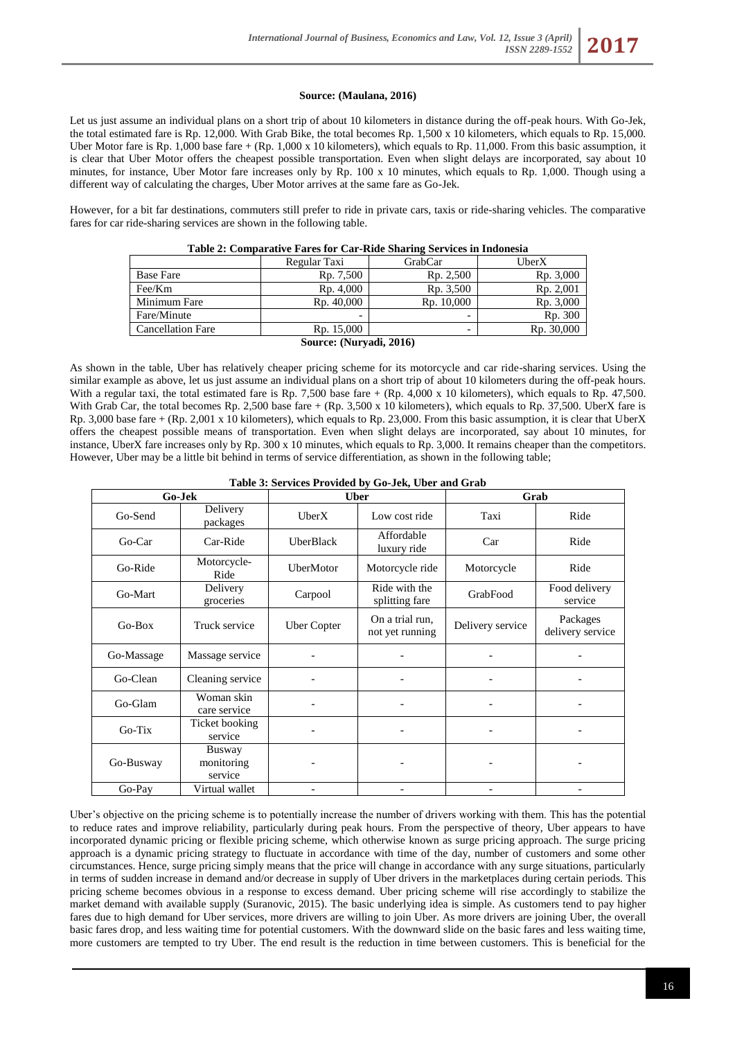**Source: (Maulana, 2016)**

Let us just assume an individual plans on a short trip of about 10 kilometers in distance during the off-peak hours. With Go-Jek, the total estimated fare is Rp. 12,000. With Grab Bike, the total becomes Rp. 1,500 x 10 kilometers, which equals to Rp. 15,000. Uber Motor fare is Rp. 1,000 base fare + (Rp. 1,000 x 10 kilometers), which equals to Rp. 11,000. From this basic assumption, it is clear that Uber Motor offers the cheapest possible transportation. Even when slight delays are incorporated, say about 10 minutes, for instance, Uber Motor fare increases only by Rp. 100 x 10 minutes, which equals to Rp. 1,000. Though using a different way of calculating the charges, Uber Motor arrives at the same fare as Go-Jek.

However, for a bit far destinations, commuters still prefer to ride in private cars, taxis or ride-sharing vehicles. The comparative fares for car ride-sharing services are shown in the following table.

**Table 2: Comparative Fares for Car-Ride Sharing Services in Indonesia**

| | Regular Taxi | GrabCar | UberX |
|---|---|---|---|
| Base Fare | Rp. 7,500 | Rp. 2,500 | Rp. 3,000 |
| Fee/Km | Rp. 4,000 | Rp. 3,500 | Rp. 2,001 |
| Minimum Fare | Rp. 40,000 | Rp. 10,000 | Rp. 3,000 |
| Fare/Minute | - | - | Rp. 300 |
| Cancellation Fare | Rp. 15,000 | - | Rp. 30,000 |

**Source: (Nuryadi, 2016)**

As shown in the table, Uber has relatively cheaper pricing scheme for its motorcycle and car ride-sharing services. Using the similar example as above, let us just assume an individual plans on a short trip of about 10 kilometers during the off-peak hours. With a regular taxi, the total estimated fare is Rp. 7,500 base fare + (Rp. 4,000 x 10 kilometers), which equals to Rp. 47,500. With Grab Car, the total becomes Rp. 2,500 base fare + (Rp. 3,500 x 10 kilometers), which equals to Rp. 37,500. UberX fare is Rp. 3,000 base fare + (Rp. 2,001 x 10 kilometers), which equals to Rp. 23,000. From this basic assumption, it is clear that UberX offers the cheapest possible means of transportation. Even when slight delays are incorporated, say about 10 minutes, for instance, UberX fare increases only by Rp. 300 x 10 minutes, which equals to Rp. 3,000. It remains cheaper than the competitors. However, Uber may be a little bit behind in terms of service differentiation, as shown in the following table;

**Table 3: Services Provided by Go-Jek, Uber and Grab**

| Go-Jek | | Uber | | Grab | |
|---|---|---|---|---|---|
| Go-Send | Delivery packages | UberX | Low cost ride | Taxi | Ride |
| Go-Car | Car-Ride | UberBlack | Affordable luxury ride | Car | Ride |
| Go-Ride | Motorcycle-Ride | UberMotor | Motorcycle ride | Motorcycle | Ride |
| Go-Mart | Delivery groceries | Carpool | Ride with the splitting fare | GrabFood | Food delivery service |
| Go-Box | Truck service | Uber Copter | On a trial run, not yet running | Delivery service | Packages delivery service |
| Go-Massage | Massage service | - | - | - | - |
| Go-Clean | Cleaning service | - | - | - | - |
| Go-Glam | Woman skin care service | - | - | - | - |
| Go-Tix | Ticket booking service | - | - | - | - |
| Go-Busway | Busway monitoring service | - | - | - | - |
| Go-Pay | Virtual wallet | - | - | - | - |

Uber's objective on the pricing scheme is to potentially increase the number of drivers working with them. This has the potential to reduce rates and improve reliability, particularly during peak hours. From the perspective of theory, Uber appears to have incorporated dynamic pricing or flexible pricing scheme, which otherwise known as surge pricing approach. The surge pricing approach is a dynamic pricing strategy to fluctuate in accordance with time of the day, number of customers and some other circumstances. Hence, surge pricing simply means that the price will change in accordance with any surge situations, particularly in terms of sudden increase in demand and/or decrease in supply of Uber drivers in the marketplaces during certain periods. This pricing scheme becomes obvious in a response to excess demand. Uber pricing scheme will rise accordingly to stabilize the market demand with available supply (Suranovic, 2015). The basic underlying idea is simple. As customers tend to pay higher fares due to high demand for Uber services, more drivers are willing to join Uber. As more drivers are joining Uber, the overall basic fares drop, and less waiting time for potential customers. With the downward slide on the basic fares and less waiting time, more customers are tempted to try Uber. The end result is the reduction in time between customers. This is beneficial for the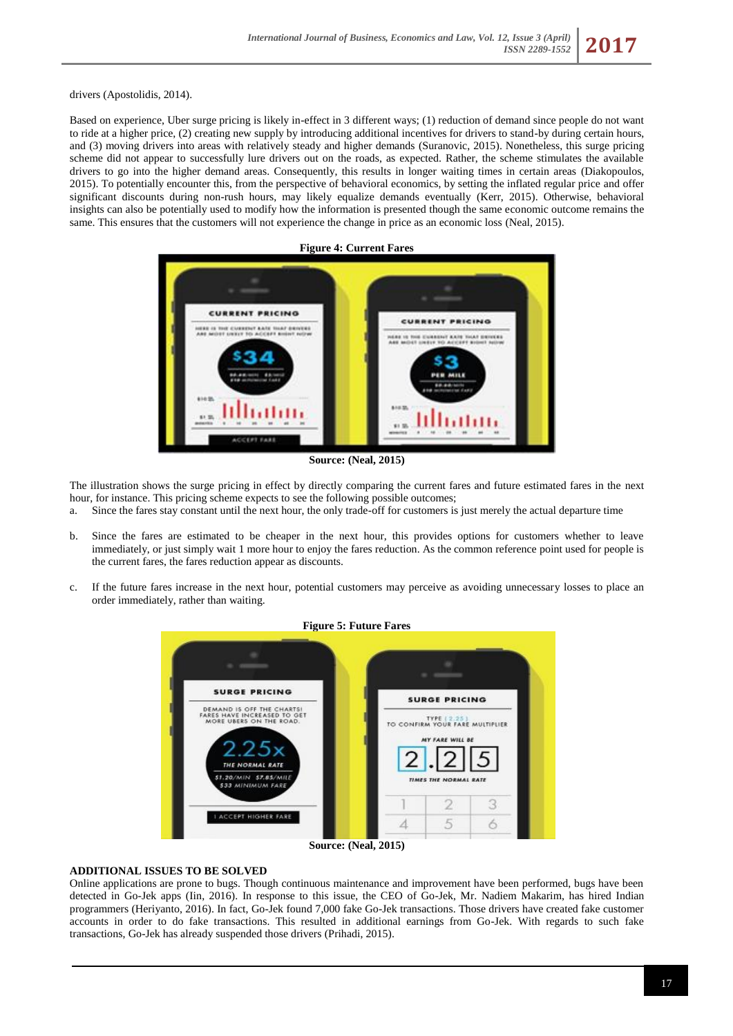drivers (Apostolidis, 2014).

Based on experience, Uber surge pricing is likely in-effect in 3 different ways; (1) reduction of demand since people do not want to ride at a higher price, (2) creating new supply by introducing additional incentives for drivers to stand-by during certain hours, and (3) moving drivers into areas with relatively steady and higher demands (Suranovic, 2015). Nonetheless, this surge pricing scheme did not appear to successfully lure drivers out on the roads, as expected. Rather, the scheme stimulates the available drivers to go into the higher demand areas. Consequently, this results in longer waiting times in certain areas (Diakopoulos, 2015). To potentially encounter this, from the perspective of behavioral economics, by setting the inflated regular price and offer significant discounts during non-rush hours, may likely equalize demands eventually (Kerr, 2015). Otherwise, behavioral insights can also be potentially used to modify how the information is presented though the same economic outcome remains the same. This ensures that the customers will not experience the change in price as an economic loss (Neal, 2015).

**Figure 4: Current Fares**

**Source: (Neal, 2015)**

The illustration shows the surge pricing in effect by directly comparing the current fares and future estimated fares in the next hour, for instance. This pricing scheme expects to see the following possible outcomes;

a. Since the fares stay constant until the next hour, the only trade-off for customers is just merely the actual departure time

b. Since the fares are estimated to be cheaper in the next hour, this provides options for customers whether to leave immediately, or just simply wait 1 more hour to enjoy the fares reduction. As the common reference point used for people is the current fares, the fares reduction appear as discounts.

c. If the future fares increase in the next hour, potential customers may perceive as avoiding unnecessary losses to place an order immediately, rather than waiting.

**Figure 5: Future Fares**

**Source: (Neal, 2015)**

## ADDITIONAL ISSUES TO BE SOLVED

Online applications are prone to bugs. Though continuous maintenance and improvement have been performed, bugs have been detected in Go-Jek apps (Iin, 2016). In response to this issue, the CEO of Go-Jek, Mr. Nadiem Makarim, has hired Indian programmers (Heriyanto, 2016). In fact, Go-Jek found 7,000 fake Go-Jek transactions. Those drivers have created fake customer accounts in order to do fake transactions. This resulted in additional earnings from Go-Jek. With regards to such fake transactions, Go-Jek has already suspended those drivers (Prihadi, 2015).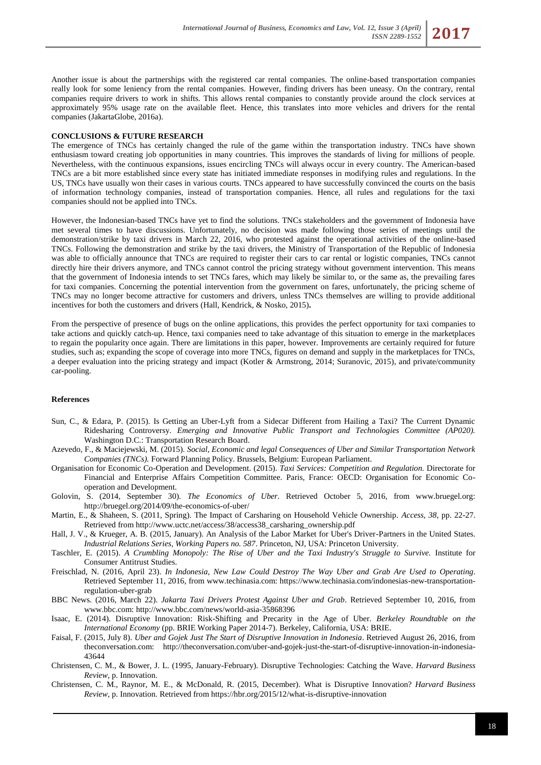Another issue is about the partnerships with the registered car rental companies. The online-based transportation companies really look for some leniency from the rental companies. However, finding drivers has been uneasy. On the contrary, rental companies require drivers to work in shifts. This allows rental companies to constantly provide around the clock services at approximately 95% usage rate on the available fleet. Hence, this translates into more vehicles and drivers for the rental companies (JakartaGlobe, 2016a).

**CONCLUSIONS & FUTURE RESEARCH**

The emergence of TNCs has certainly changed the rule of the game within the transportation industry. TNCs have shown enthusiasm toward creating job opportunities in many countries. This improves the standards of living for millions of people. Nevertheless, with the continuous expansions, issues encircling TNCs will always occur in every country. The American-based TNCs are a bit more established since every state has initiated immediate responses in modifying rules and regulations. In the US, TNCs have usually won their cases in various courts. TNCs appeared to have successfully convinced the courts on the basis of information technology companies, instead of transportation companies. Hence, all rules and regulations for the taxi companies should not be applied into TNCs.

However, the Indonesian-based TNCs have yet to find the solutions. TNCs stakeholders and the government of Indonesia have met several times to have discussions. Unfortunately, no decision was made following those series of meetings until the demonstration/strike by taxi drivers in March 22, 2016, who protested against the operational activities of the online-based TNCs. Following the demonstration and strike by the taxi drivers, the Ministry of Transportation of the Republic of Indonesia was able to officially announce that TNCs are required to register their cars to car rental or logistic companies, TNCs cannot directly hire their drivers anymore, and TNCs cannot control the pricing strategy without government intervention. This means that the government of Indonesia intends to set TNCs fares, which may likely be similar to, or the same as, the prevailing fares for taxi companies. Concerning the potential intervention from the government on fares, unfortunately, the pricing scheme of TNCs may no longer become attractive for customers and drivers, unless TNCs themselves are willing to provide additional incentives for both the customers and drivers (Hall, Kendrick, & Nosko, 2015)**.**

From the perspective of presence of bugs on the online applications, this provides the perfect opportunity for taxi companies to take actions and quickly catch-up. Hence, taxi companies need to take advantage of this situation to emerge in the marketplaces to regain the popularity once again. There are limitations in this paper, however. Improvements are certainly required for future studies, such as; expanding the scope of coverage into more TNCs, figures on demand and supply in the marketplaces for TNCs, a deeper evaluation into the pricing strategy and impact (Kotler & Armstrong, 2014; Suranovic, 2015), and private/community car-pooling.

**References**

Sun, C., & Edara, P. (2015). Is Getting an Uber-Lyft from a Sidecar Different from Hailing a Taxi? The Current Dynamic Ridesharing Controversy. *Emerging and Innovative Public Transport and Technologies Committee (AP020).* Washington D.C.: Transportation Research Board.

Azevedo, F., & Maciejewski, M. (2015). *Social, Economic and legal Consequences of Uber and Similar Transportation Network Companies (TNCs).* Forward Planning Policy. Brussels, Belgium: European Parliament.

Organisation for Economic Co-Operation and Development. (2015). *Taxi Services: Competition and Regulation.* Directorate for Financial and Enterprise Affairs Competition Committee. Paris, France: OECD: Organisation for Economic Co-operation and Development.

Golovin, S. (2014, September 30). *The Economics of Uber*. Retrieved October 5, 2016, from www.bruegel.org: http://bruegel.org/2014/09/the-economics-of-uber/

Martin, E., & Shaheen, S. (2011, Spring). The Impact of Carsharing on Household Vehicle Ownership. *Access, 38*, pp. 22-27. Retrieved from http://www.uctc.net/access/38/access38_carsharing_ownership.pdf

Hall, J. V., & Krueger, A. B. (2015, January). An Analysis of the Labor Market for Uber's Driver-Partners in the United States. *Industrial Relations Series, Working Papers no. 587*. Princeton, NJ, USA: Princeton University.

Taschler, E. (2015). *A Crumbling Monopoly: The Rise of Uber and the Taxi Industry's Struggle to Survive.* Institute for Consumer Antitrust Studies.

Freischlad, N. (2016, April 23). *In Indonesia, New Law Could Destroy The Way Uber and Grab Are Used to Operating*. Retrieved September 11, 2016, from www.techinasia.com: https://www.techinasia.com/indonesias-new-transportation-regulation-uber-grab

BBC News. (2016, March 22). *Jakarta Taxi Drivers Protest Against Uber and Grab*. Retrieved September 10, 2016, from www.bbc.com: http://www.bbc.com/news/world-asia-35868396

Isaac, E. (2014). Disruptive Innovation: Risk-Shifting and Precarity in the Age of Uber. *Berkeley Roundtable on the International Economy* (pp. BRIE Working Paper 2014-7). Berkeley, California, USA: BRIE.

Faisal, F. (2015, July 8). *Uber and Gojek Just The Start of Disruptive Innovation in Indonesia*. Retrieved August 26, 2016, from theconversation.com: http://theconversation.com/uber-and-gojek-just-the-start-of-disruptive-innovation-in-indonesia-43644

Christensen, C. M., & Bower, J. L. (1995, January-February). Disruptive Technologies: Catching the Wave. *Harvard Business Review*, p. Innovation.

Christensen, C. M., Raynor, M. E., & McDonald, R. (2015, December). What is Disruptive Innovation? *Harvard Business Review*, p. Innovation. Retrieved from https://hbr.org/2015/12/what-is-disruptive-innovation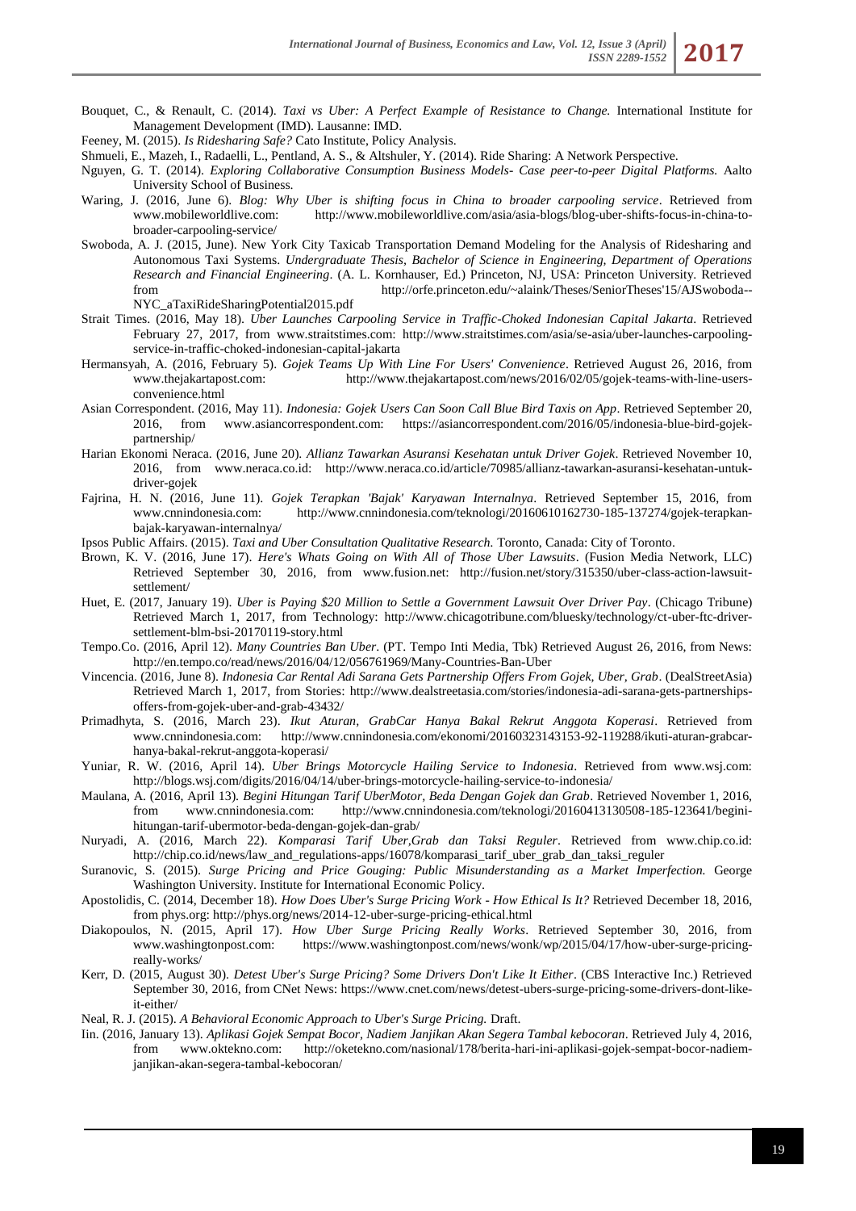Bouquet, C., & Renault, C. (2014). *Taxi vs Uber: A Perfect Example of Resistance to Change.* International Institute for Management Development (IMD). Lausanne: IMD.

Feeney, M. (2015). *Is Ridesharing Safe?* Cato Institute, Policy Analysis.

Shmueli, E., Mazeh, I., Radaelli, L., Pentland, A. S., & Altshuler, Y. (2014). Ride Sharing: A Network Perspective.

Nguyen, G. T. (2014). *Exploring Collaborative Consumption Business Models- Case peer-to-peer Digital Platforms.* Aalto University School of Business.

Waring, J. (2016, June 6). *Blog: Why Uber is shifting focus in China to broader carpooling service*. Retrieved from www.mobileworldlive.com: http://www.mobileworldlive.com/asia/asia-blogs/blog-uber-shifts-focus-in-china-to-broader-carpooling-service/

Swoboda, A. J. (2015, June). New York City Taxicab Transportation Demand Modeling for the Analysis of Ridesharing and Autonomous Taxi Systems. *Undergraduate Thesis, Bachelor of Science in Engineering, Department of Operations Research and Financial Engineering*. (A. L. Kornhauser, Ed.) Princeton, NJ, USA: Princeton University. Retrieved from http://orfe.princeton.edu/~alaink/Theses/SeniorTheses'15/AJSwoboda--NYC_aTaxiRideSharingPotential2015.pdf

Strait Times. (2016, May 18). *Uber Launches Carpooling Service in Traffic-Choked Indonesian Capital Jakarta*. Retrieved February 27, 2017, from www.straitstimes.com: http://www.straitstimes.com/asia/se-asia/uber-launches-carpooling-service-in-traffic-choked-indonesian-capital-jakarta

Hermansyah, A. (2016, February 5). *Gojek Teams Up With Line For Users' Convenience*. Retrieved August 26, 2016, from www.thejakartapost.com: http://www.thejakartapost.com/news/2016/02/05/gojek-teams-with-line-users-convenience.html

Asian Correspondent. (2016, May 11). *Indonesia: Gojek Users Can Soon Call Blue Bird Taxis on App*. Retrieved September 20, 2016, from www.asiancorrespondent.com: https://asiancorrespondent.com/2016/05/indonesia-blue-bird-gojek-partnership/

Harian Ekonomi Neraca. (2016, June 20). *Allianz Tawarkan Asuransi Kesehatan untuk Driver Gojek*. Retrieved November 10, 2016, from www.neraca.co.id: http://www.neraca.co.id/article/70985/allianz-tawarkan-asuransi-kesehatan-untuk-driver-gojek

Fajrina, H. N. (2016, June 11). *Gojek Terapkan 'Bajak' Karyawan Internalnya*. Retrieved September 15, 2016, from www.cnnindonesia.com: http://www.cnnindonesia.com/teknologi/20160610162730-185-137274/gojek-terapkan-bajak-karyawan-internalnya/

Ipsos Public Affairs. (2015). *Taxi and Uber Consultation Qualitative Research.* Toronto, Canada: City of Toronto.

Brown, K. V. (2016, June 17). *Here's Whats Going on With All of Those Uber Lawsuits*. (Fusion Media Network, LLC) Retrieved September 30, 2016, from www.fusion.net: http://fusion.net/story/315350/uber-class-action-lawsuit-settlement/

Huet, E. (2017, January 19). *Uber is Paying $20 Million to Settle a Government Lawsuit Over Driver Pay*. (Chicago Tribune) Retrieved March 1, 2017, from Technology: http://www.chicagotribune.com/bluesky/technology/ct-uber-ftc-driver-settlement-blm-bsi-20170119-story.html

Tempo.Co. (2016, April 12). *Many Countries Ban Uber*. (PT. Tempo Inti Media, Tbk) Retrieved August 26, 2016, from News: http://en.tempo.co/read/news/2016/04/12/056761969/Many-Countries-Ban-Uber

Vincencia. (2016, June 8). *Indonesia Car Rental Adi Sarana Gets Partnership Offers From Gojek, Uber, Grab*. (DealStreetAsia) Retrieved March 1, 2017, from Stories: http://www.dealstreetasia.com/stories/indonesia-adi-sarana-gets-partnerships-offers-from-gojek-uber-and-grab-43432/

Primadhyta, S. (2016, March 23). *Ikut Aturan, GrabCar Hanya Bakal Rekrut Anggota Koperasi*. Retrieved from www.cnnindonesia.com: http://www.cnnindonesia.com/ekonomi/20160323143153-92-119288/ikuti-aturan-grabcar-hanya-bakal-rekrut-anggota-koperasi/

Yuniar, R. W. (2016, April 14). *Uber Brings Motorcycle Hailing Service to Indonesia*. Retrieved from www.wsj.com: http://blogs.wsj.com/digits/2016/04/14/uber-brings-motorcycle-hailing-service-to-indonesia/

Maulana, A. (2016, April 13). *Begini Hitungan Tarif UberMotor, Beda Dengan Gojek dan Grab*. Retrieved November 1, 2016, from www.cnnindonesia.com: http://www.cnnindonesia.com/teknologi/20160413130508-185-123641/begini-hitungan-tarif-ubermotor-beda-dengan-gojek-dan-grab/

Nuryadi, A. (2016, March 22). *Komparasi Tarif Uber,Grab dan Taksi Reguler*. Retrieved from www.chip.co.id: http://chip.co.id/news/law_and_regulations-apps/16078/komparasi_tarif_uber_grab_dan_taksi_reguler

Suranovic, S. (2015). *Surge Pricing and Price Gouging: Public Misunderstanding as a Market Imperfection.* George Washington University. Institute for International Economic Policy.

Apostolidis, C. (2014, December 18). *How Does Uber's Surge Pricing Work - How Ethical Is It?* Retrieved December 18, 2016, from phys.org: http://phys.org/news/2014-12-uber-surge-pricing-ethical.html

Diakopoulos, N. (2015, April 17). *How Uber Surge Pricing Really Works*. Retrieved September 30, 2016, from www.washingtonpost.com: https://www.washingtonpost.com/news/wonk/wp/2015/04/17/how-uber-surge-pricing-really-works/

Kerr, D. (2015, August 30). *Detest Uber's Surge Pricing? Some Drivers Don't Like It Either*. (CBS Interactive Inc.) Retrieved September 30, 2016, from CNet News: https://www.cnet.com/news/detest-ubers-surge-pricing-some-drivers-dont-like-it-either/

Neal, R. J. (2015). *A Behavioral Economic Approach to Uber's Surge Pricing.* Draft.

Iin. (2016, January 13). *Aplikasi Gojek Sempat Bocor, Nadiem Janjikan Akan Segera Tambal kebocoran*. Retrieved July 4, 2016, from www.oktekno.com: http://oketekno.com/nasional/178/berita-hari-ini-aplikasi-gojek-sempat-bocor-nadiem-janjikan-akan-segera-tambal-kebocoran/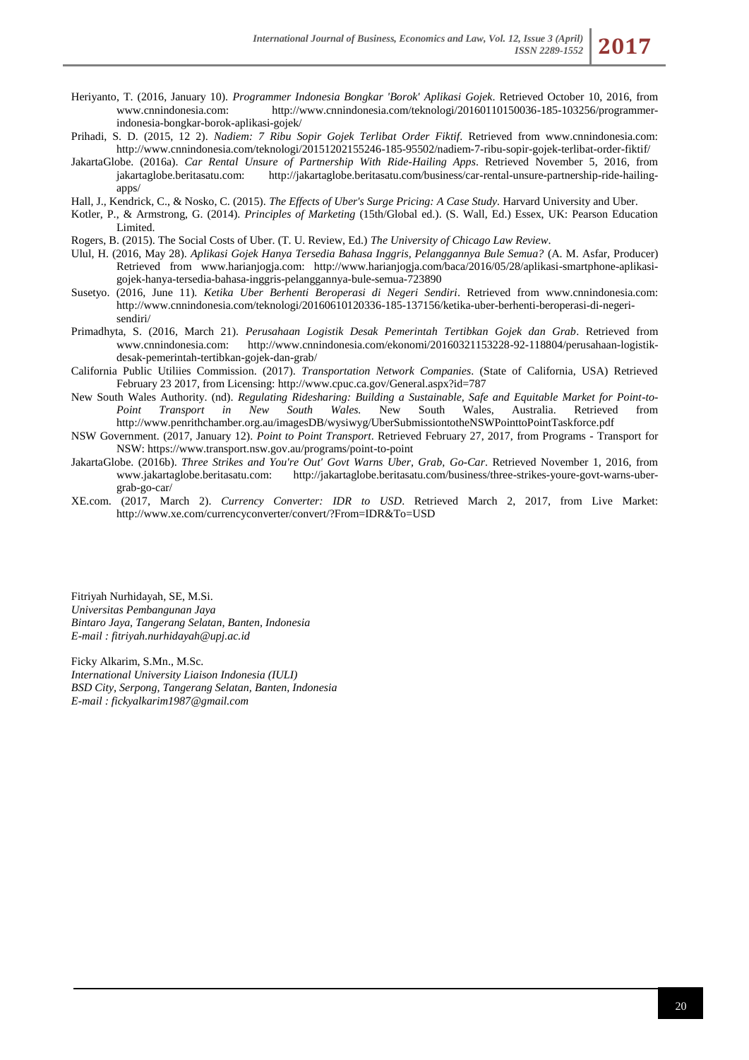Heriyanto, T. (2016, January 10). *Programmer Indonesia Bongkar 'Borok' Aplikasi Gojek*. Retrieved October 10, 2016, from www.cnnindonesia.com: http://www.cnnindonesia.com/teknologi/20160110150036-185-103256/programmer-indonesia-bongkar-borok-aplikasi-gojek/

Prihadi, S. D. (2015, 12 2). *Nadiem: 7 Ribu Sopir Gojek Terlibat Order Fiktif*. Retrieved from www.cnnindonesia.com: http://www.cnnindonesia.com/teknologi/20151202155246-185-95502/nadiem-7-ribu-sopir-gojek-terlibat-order-fiktif/

JakartaGlobe. (2016a). *Car Rental Unsure of Partnership With Ride-Hailing Apps*. Retrieved November 5, 2016, from jakartaglobe.beritasatu.com: http://jakartaglobe.beritasatu.com/business/car-rental-unsure-partnership-ride-hailing-apps/

Hall, J., Kendrick, C., & Nosko, C. (2015). *The Effects of Uber's Surge Pricing: A Case Study.* Harvard University and Uber.

Kotler, P., & Armstrong, G. (2014). *Principles of Marketing* (15th/Global ed.). (S. Wall, Ed.) Essex, UK: Pearson Education Limited.

Rogers, B. (2015). The Social Costs of Uber. (T. U. Review, Ed.) *The University of Chicago Law Review*.

Ulul, H. (2016, May 28). *Aplikasi Gojek Hanya Tersedia Bahasa Inggris, Pelanggannya Bule Semua?* (A. M. Asfar, Producer) Retrieved from www.harianjogja.com: http://www.harianjogja.com/baca/2016/05/28/aplikasi-smartphone-aplikasi-gojek-hanya-tersedia-bahasa-inggris-pelanggannya-bule-semua-723890

Susetyo. (2016, June 11). *Ketika Uber Berhenti Beroperasi di Negeri Sendiri*. Retrieved from www.cnnindonesia.com: http://www.cnnindonesia.com/teknologi/20160610120336-185-137156/ketika-uber-berhenti-beroperasi-di-negeri-sendiri/

Primadhyta, S. (2016, March 21). *Perusahaan Logistik Desak Pemerintah Tertibkan Gojek dan Grab*. Retrieved from www.cnnindonesia.com: http://www.cnnindonesia.com/ekonomi/20160321153228-92-118804/perusahaan-logistik-desak-pemerintah-tertibkan-gojek-dan-grab/

California Public Utiliies Commission. (2017). *Transportation Network Companies*. (State of California, USA) Retrieved February 23 2017, from Licensing: http://www.cpuc.ca.gov/General.aspx?id=787

New South Wales Authority. (nd). *Regulating Ridesharing: Building a Sustainable, Safe and Equitable Market for Point-to-Point Transport in New South Wales.* New South Wales, Australia. Retrieved from http://www.penrithchamber.org.au/imagesDB/wysiwyg/UberSubmissiontotheNSWPointtoPointTaskforce.pdf

NSW Government. (2017, January 12). *Point to Point Transport*. Retrieved February 27, 2017, from Programs - Transport for NSW: https://www.transport.nsw.gov.au/programs/point-to-point

JakartaGlobe. (2016b). *Three Strikes and You're Out' Govt Warns Uber, Grab, Go-Car*. Retrieved November 1, 2016, from www.jakartaglobe.beritasatu.com: http://jakartaglobe.beritasatu.com/business/three-strikes-youre-govt-warns-uber-grab-go-car/

XE.com. (2017, March 2). *Currency Converter: IDR to USD*. Retrieved March 2, 2017, from Live Market: http://www.xe.com/currencyconverter/convert/?From=IDR&To=USD

Fitriyah Nurhidayah, SE, M.Si.  
*Universitas Pembangunan Jaya*  
*Bintaro Jaya, Tangerang Selatan, Banten, Indonesia*  
*E-mail : fitriyah.nurhidayah@upj.ac.id*

Ficky Alkarim, S.Mn., M.Sc.  
*International University Liaison Indonesia (IULI)*  
*BSD City, Serpong, Tangerang Selatan, Banten, Indonesia*  
*E-mail : fickyalkarim1987@gmail.com*